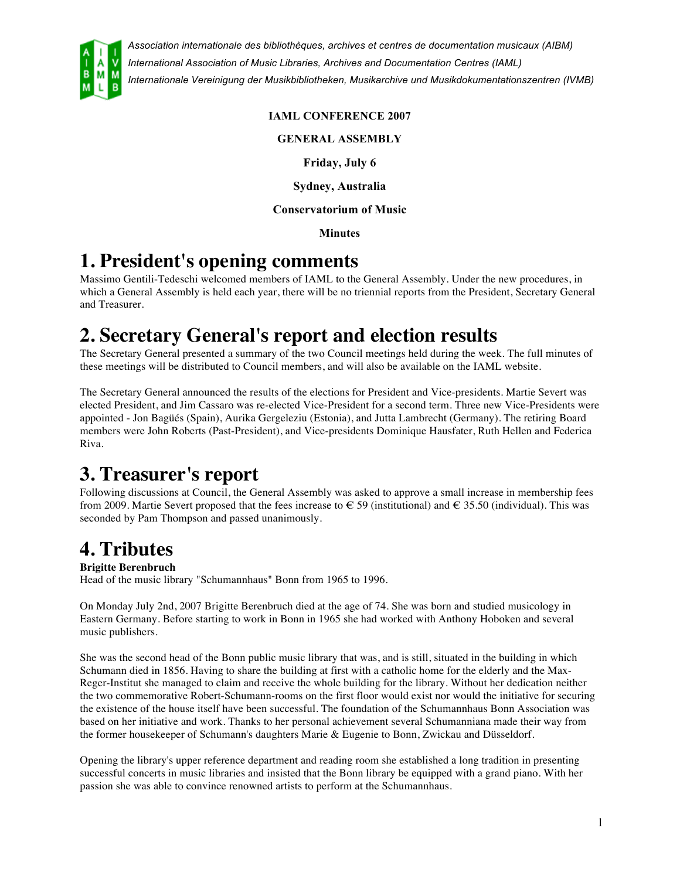*Association internationale des bibliothèques, archives et centres de documentation musicaux (AIBM)*
*International Association of Music Libraries, Archives and Documentation Centres (IAML)*
*Internationale Vereinigung der Musikbibliotheken, Musikarchive und Musikdokumentationszentren (IVMB)*

**IAML CONFERENCE 2007**

**GENERAL ASSEMBLY**

**Friday, July 6**

**Sydney, Australia**

**Conservatorium of Music**

**Minutes**

# 1. President's opening comments

Massimo Gentili-Tedeschi welcomed members of IAML to the General Assembly. Under the new procedures, in which a General Assembly is held each year, there will be no triennial reports from the President, Secretary General and Treasurer.

# 2. Secretary General's report and election results

The Secretary General presented a summary of the two Council meetings held during the week. The full minutes of these meetings will be distributed to Council members, and will also be available on the IAML website.

The Secretary General announced the results of the elections for President and Vice-presidents. Martie Severt was elected President, and Jim Cassaro was re-elected Vice-President for a second term. Three new Vice-Presidents were appointed - Jon Bagüés (Spain), Aurika Gergeleziu (Estonia), and Jutta Lambrecht (Germany). The retiring Board members were John Roberts (Past-President), and Vice-presidents Dominique Hausfater, Ruth Hellen and Federica Riva.

# 3. Treasurer's report

Following discussions at Council, the General Assembly was asked to approve a small increase in membership fees from 2009. Martie Severt proposed that the fees increase to € 59 (institutional) and € 35.50 (individual). This was seconded by Pam Thompson and passed unanimously.

# 4. Tributes

**Brigitte Berenbruch**
Head of the music library "Schumannhaus" Bonn from 1965 to 1996.

On Monday July 2nd, 2007 Brigitte Berenbruch died at the age of 74. She was born and studied musicology in Eastern Germany. Before starting to work in Bonn in 1965 she had worked with Anthony Hoboken and several music publishers.

She was the second head of the Bonn public music library that was, and is still, situated in the building in which Schumann died in 1856. Having to share the building at first with a catholic home for the elderly and the Max-Reger-Institut she managed to claim and receive the whole building for the library. Without her dedication neither the two commemorative Robert-Schumann-rooms on the first floor would exist nor would the initiative for securing the existence of the house itself have been successful. The foundation of the Schumannhaus Bonn Association was based on her initiative and work. Thanks to her personal achievement several Schumanniana made their way from the former housekeeper of Schumann's daughters Marie & Eugenie to Bonn, Zwickau and Düsseldorf.

Opening the library's upper reference department and reading room she established a long tradition in presenting successful concerts in music libraries and insisted that the Bonn library be equipped with a grand piano. With her passion she was able to convince renowned artists to perform at the Schumannhaus.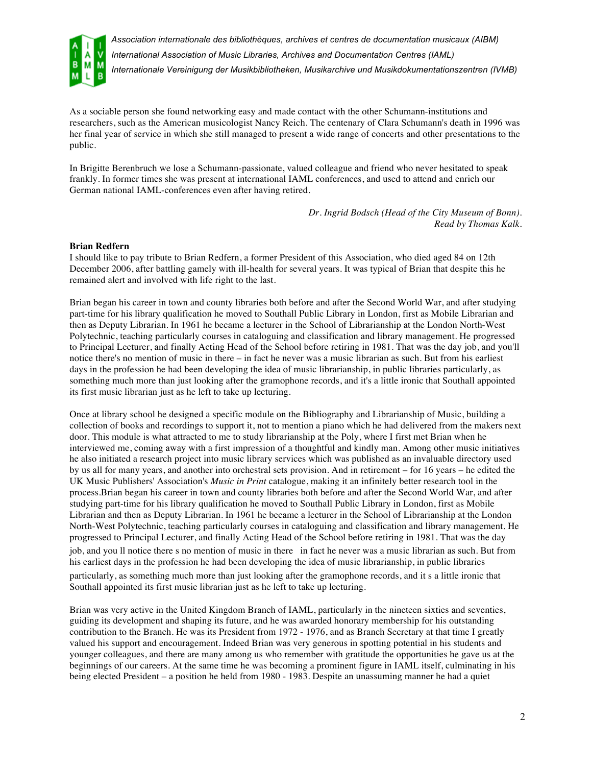As a sociable person she found networking easy and made contact with the other Schumann-institutions and researchers, such as the American musicologist Nancy Reich. The centenary of Clara Schumann's death in 1996 was her final year of service in which she still managed to present a wide range of concerts and other presentations to the public.

In Brigitte Berenbruch we lose a Schumann-passionate, valued colleague and friend who never hesitated to speak frankly. In former times she was present at international IAML conferences, and used to attend and enrich our German national IAML-conferences even after having retired.

*Dr. Ingrid Bodsch (Head of the City Museum of Bonn).*
*Read by Thomas Kalk.*

**Brian Redfern**

I should like to pay tribute to Brian Redfern, a former President of this Association, who died aged 84 on 12th December 2006, after battling gamely with ill-health for several years. It was typical of Brian that despite this he remained alert and involved with life right to the last.

Brian began his career in town and county libraries both before and after the Second World War, and after studying part-time for his library qualification he moved to Southall Public Library in London, first as Mobile Librarian and then as Deputy Librarian. In 1961 he became a lecturer in the School of Librarianship at the London North-West Polytechnic, teaching particularly courses in cataloguing and classification and library management. He progressed to Principal Lecturer, and finally Acting Head of the School before retiring in 1981. That was the day job, and you'll notice there's no mention of music in there – in fact he never was a music librarian as such. But from his earliest days in the profession he had been developing the idea of music librarianship, in public libraries particularly, as something much more than just looking after the gramophone records, and it's a little ironic that Southall appointed its first music librarian just as he left to take up lecturing.

Once at library school he designed a specific module on the Bibliography and Librarianship of Music, building a collection of books and recordings to support it, not to mention a piano which he had delivered from the makers next door. This module is what attracted to me to study librarianship at the Poly, where I first met Brian when he interviewed me, coming away with a first impression of a thoughtful and kindly man. Among other music initiatives he also initiated a research project into music library services which was published as an invaluable directory used by us all for many years, and another into orchestral sets provision. And in retirement – for 16 years – he edited the UK Music Publishers' Association's *Music in Print* catalogue, making it an infinitely better research tool in the process.Brian began his career in town and county libraries both before and after the Second World War, and after studying part-time for his library qualification he moved to Southall Public Library in London, first as Mobile Librarian and then as Deputy Librarian. In 1961 he became a lecturer in the School of Librarianship at the London North-West Polytechnic, teaching particularly courses in cataloguing and classification and library management. He progressed to Principal Lecturer, and finally Acting Head of the School before retiring in 1981. That was the day job, and you ll notice there s no mention of music in there   in fact he never was a music librarian as such. But from his earliest days in the profession he had been developing the idea of music librarianship, in public libraries particularly, as something much more than just looking after the gramophone records, and it s a little ironic that Southall appointed its first music librarian just as he left to take up lecturing.

Brian was very active in the United Kingdom Branch of IAML, particularly in the nineteen sixties and seventies, guiding its development and shaping its future, and he was awarded honorary membership for his outstanding contribution to the Branch. He was its President from 1972 - 1976, and as Branch Secretary at that time I greatly valued his support and encouragement. Indeed Brian was very generous in spotting potential in his students and younger colleagues, and there are many among us who remember with gratitude the opportunities he gave us at the beginnings of our careers. At the same time he was becoming a prominent figure in IAML itself, culminating in his being elected President – a position he held from 1980 - 1983. Despite an unassuming manner he had a quiet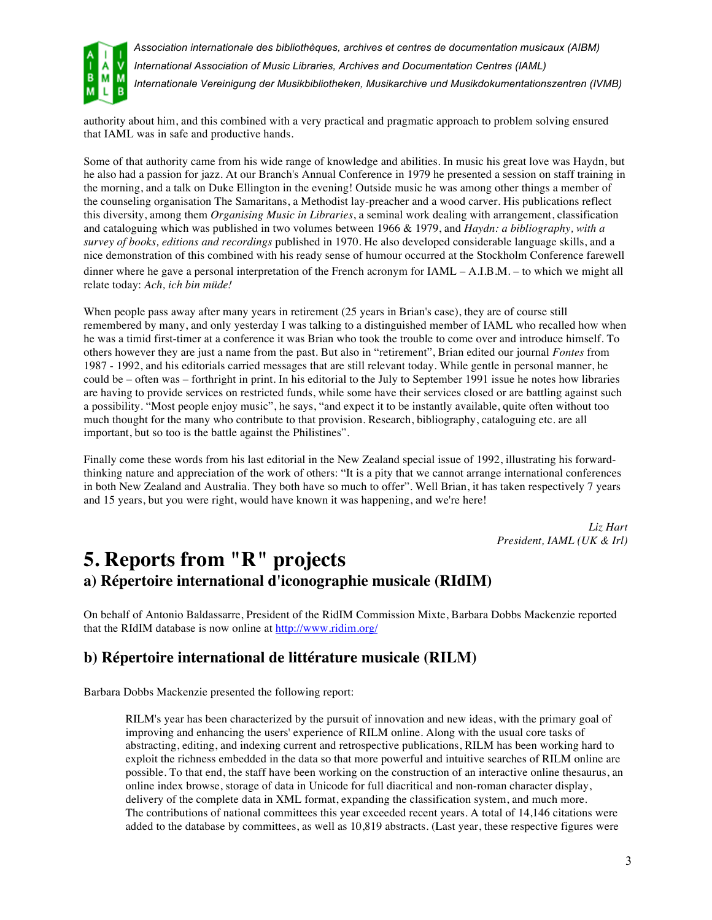authority about him, and this combined with a very practical and pragmatic approach to problem solving ensured that IAML was in safe and productive hands.

Some of that authority came from his wide range of knowledge and abilities. In music his great love was Haydn, but he also had a passion for jazz. At our Branch's Annual Conference in 1979 he presented a session on staff training in the morning, and a talk on Duke Ellington in the evening! Outside music he was among other things a member of the counseling organisation The Samaritans, a Methodist lay-preacher and a wood carver. His publications reflect this diversity, among them *Organising Music in Libraries*, a seminal work dealing with arrangement, classification and cataloguing which was published in two volumes between 1966 & 1979, and *Haydn: a bibliography, with a survey of books, editions and recordings* published in 1970. He also developed considerable language skills, and a nice demonstration of this combined with his ready sense of humour occurred at the Stockholm Conference farewell dinner where he gave a personal interpretation of the French acronym for IAML – A.I.B.M. – to which we might all relate today: *Ach, ich bin müde!*

When people pass away after many years in retirement (25 years in Brian's case), they are of course still remembered by many, and only yesterday I was talking to a distinguished member of IAML who recalled how when he was a timid first-timer at a conference it was Brian who took the trouble to come over and introduce himself. To others however they are just a name from the past. But also in "retirement", Brian edited our journal *Fontes* from 1987 - 1992, and his editorials carried messages that are still relevant today. While gentle in personal manner, he could be – often was – forthright in print. In his editorial to the July to September 1991 issue he notes how libraries are having to provide services on restricted funds, while some have their services closed or are battling against such a possibility. "Most people enjoy music", he says, "and expect it to be instantly available, quite often without too much thought for the many who contribute to that provision. Research, bibliography, cataloguing etc. are all important, but so too is the battle against the Philistines".

Finally come these words from his last editorial in the New Zealand special issue of 1992, illustrating his forward-thinking nature and appreciation of the work of others: "It is a pity that we cannot arrange international conferences in both New Zealand and Australia. They both have so much to offer". Well Brian, it has taken respectively 7 years and 15 years, but you were right, would have known it was happening, and we're here!

*Liz Hart*
*President, IAML (UK & Irl)*

# 5. Reports from "R" projects

## a) Répertoire international d'iconographie musicale (RIdIM)

On behalf of Antonio Baldassarre, President of the RidIM Commission Mixte, Barbara Dobbs Mackenzie reported that the RIdIM database is now online at http://www.ridim.org/

## b) Répertoire international de littérature musicale (RILM)

Barbara Dobbs Mackenzie presented the following report:

> RILM's year has been characterized by the pursuit of innovation and new ideas, with the primary goal of improving and enhancing the users' experience of RILM online. Along with the usual core tasks of abstracting, editing, and indexing current and retrospective publications, RILM has been working hard to exploit the richness embedded in the data so that more powerful and intuitive searches of RILM online are possible. To that end, the staff have been working on the construction of an interactive online thesaurus, an online index browse, storage of data in Unicode for full diacritical and non-roman character display, delivery of the complete data in XML format, expanding the classification system, and much more.
> The contributions of national committees this year exceeded recent years. A total of 14,146 citations were added to the database by committees, as well as 10,819 abstracts. (Last year, these respective figures were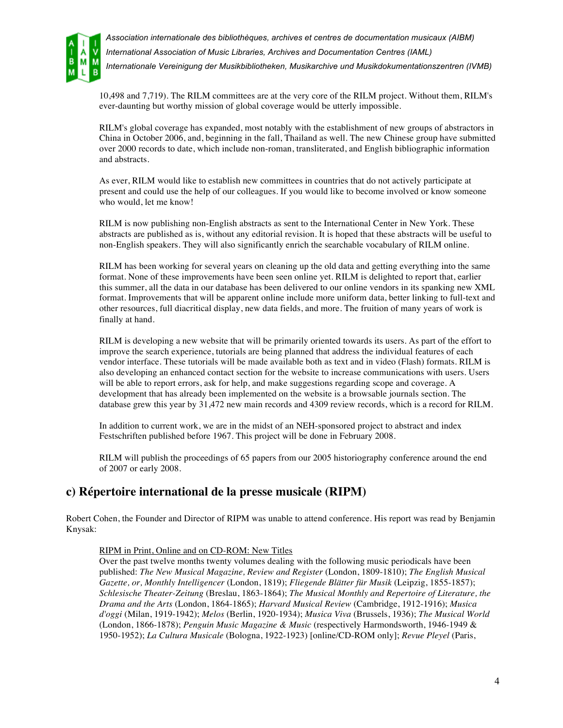10,498 and 7,719). The RILM committees are at the very core of the RILM project. Without them, RILM's ever-daunting but worthy mission of global coverage would be utterly impossible.

RILM's global coverage has expanded, most notably with the establishment of new groups of abstractors in China in October 2006, and, beginning in the fall, Thailand as well. The new Chinese group have submitted over 2000 records to date, which include non-roman, transliterated, and English bibliographic information and abstracts.

As ever, RILM would like to establish new committees in countries that do not actively participate at present and could use the help of our colleagues. If you would like to become involved or know someone who would, let me know!

RILM is now publishing non-English abstracts as sent to the International Center in New York. These abstracts are published as is, without any editorial revision. It is hoped that these abstracts will be useful to non-English speakers. They will also significantly enrich the searchable vocabulary of RILM online.

RILM has been working for several years on cleaning up the old data and getting everything into the same format. None of these improvements have been seen online yet. RILM is delighted to report that, earlier this summer, all the data in our database has been delivered to our online vendors in its spanking new XML format. Improvements that will be apparent online include more uniform data, better linking to full-text and other resources, full diacritical display, new data fields, and more. The fruition of many years of work is finally at hand.

RILM is developing a new website that will be primarily oriented towards its users. As part of the effort to improve the search experience, tutorials are being planned that address the individual features of each vendor interface. These tutorials will be made available both as text and in video (Flash) formats. RILM is also developing an enhanced contact section for the website to increase communications with users. Users will be able to report errors, ask for help, and make suggestions regarding scope and coverage. A development that has already been implemented on the website is a browsable journals section. The database grew this year by 31,472 new main records and 4309 review records, which is a record for RILM.

In addition to current work, we are in the midst of an NEH-sponsored project to abstract and index Festschriften published before 1967. This project will be done in February 2008.

RILM will publish the proceedings of 65 papers from our 2005 historiography conference around the end of 2007 or early 2008.

## c) Répertoire international de la presse musicale (RIPM)

Robert Cohen, the Founder and Director of RIPM was unable to attend conference. His report was read by Benjamin Knysak:

RIPM in Print, Online and on CD-ROM: New Titles

Over the past twelve months twenty volumes dealing with the following music periodicals have been published: *The New Musical Magazine, Review and Register* (London, 1809-1810); *The English Musical Gazette, or, Monthly Intelligencer* (London, 1819); *Fliegende Blätter für Musik* (Leipzig, 1855-1857); *Schlesische Theater-Zeitung* (Breslau, 1863-1864); *The Musical Monthly and Repertoire of Literature, the Drama and the Arts* (London, 1864-1865); *Harvard Musical Review* (Cambridge, 1912-1916); *Musica d'oggi* (Milan, 1919-1942); *Melos* (Berlin, 1920-1934); *Musica Viva* (Brussels, 1936); *The Musical World* (London, 1866-1878); *Penguin Music Magazine & Music* (respectively Harmondsworth, 1946-1949 & 1950-1952); *La Cultura Musicale* (Bologna, 1922-1923) [online/CD-ROM only]; *Revue Pleyel* (Paris,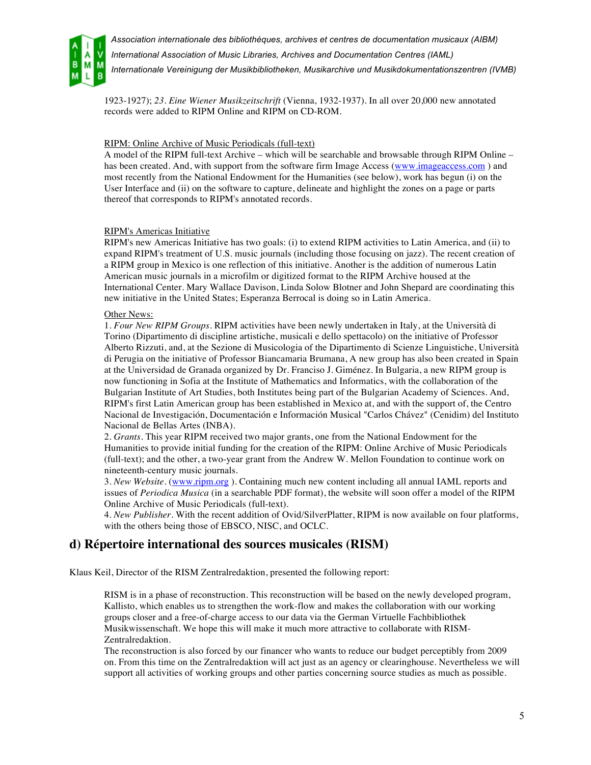1923-1927); 23. *Eine Wiener Musikzeitschrift* (Vienna, 1932-1937). In all over 20,000 new annotated records were added to RIPM Online and RIPM on CD-ROM.

RIPM: Online Archive of Music Periodicals (full-text)

A model of the RIPM full-text Archive – which will be searchable and browsable through RIPM Online – has been created. And, with support from the software firm Image Access (www.imageaccess.com ) and most recently from the National Endowment for the Humanities (see below), work has begun (i) on the User Interface and (ii) on the software to capture, delineate and highlight the zones on a page or parts thereof that corresponds to RIPM's annotated records.

RIPM's Americas Initiative

RIPM's new Americas Initiative has two goals: (i) to extend RIPM activities to Latin America, and (ii) to expand RIPM's treatment of U.S. music journals (including those focusing on jazz). The recent creation of a RIPM group in Mexico is one reflection of this initiative. Another is the addition of numerous Latin American music journals in a microfilm or digitized format to the RIPM Archive housed at the International Center. Mary Wallace Davison, Linda Solow Blotner and John Shepard are coordinating this new initiative in the United States; Esperanza Berrocal is doing so in Latin America.

Other News:

1. *Four New RIPM Groups*. RIPM activities have been newly undertaken in Italy, at the Università di Torino (Dipartimento di discipline artistiche, musicali e dello spettacolo) on the initiative of Professor Alberto Rizzuti, and, at the Sezione di Musicologia of the Dipartimento di Scienze Linguistiche, Università di Perugia on the initiative of Professor Biancamaria Brumana, A new group has also been created in Spain at the Universidad de Granada organized by Dr. Franciso J. Giménez. In Bulgaria, a new RIPM group is now functioning in Sofia at the Institute of Mathematics and Informatics, with the collaboration of the Bulgarian Institute of Art Studies, both Institutes being part of the Bulgarian Academy of Sciences. And, RIPM's first Latin American group has been established in Mexico at, and with the support of, the Centro Nacional de Investigación, Documentación e Información Musical "Carlos Chávez" (Cenidim) del Instituto Nacional de Bellas Artes (INBA).
2. *Grants*. This year RIPM received two major grants, one from the National Endowment for the Humanities to provide initial funding for the creation of the RIPM: Online Archive of Music Periodicals (full-text); and the other, a two-year grant from the Andrew W. Mellon Foundation to continue work on nineteenth-century music journals.
3. *New Website*. (www.ripm.org ). Containing much new content including all annual IAML reports and issues of *Periodica Musica* (in a searchable PDF format), the website will soon offer a model of the RIPM Online Archive of Music Periodicals (full-text).
4. *New Publisher*. With the recent addition of Ovid/SilverPlatter, RIPM is now available on four platforms, with the others being those of EBSCO, NISC, and OCLC.

## d) Répertoire international des sources musicales (RISM)

Klaus Keil, Director of the RISM Zentralredaktion, presented the following report:

RISM is in a phase of reconstruction. This reconstruction will be based on the newly developed program, Kallisto, which enables us to strengthen the work-flow and makes the collaboration with our working groups closer and a free-of-charge access to our data via the German Virtuelle Fachbibliothek Musikwissenschaft. We hope this will make it much more attractive to collaborate with RISM-Zentralredaktion.

The reconstruction is also forced by our financer who wants to reduce our budget perceptibly from 2009 on. From this time on the Zentralredaktion will act just as an agency or clearinghouse. Nevertheless we will support all activities of working groups and other parties concerning source studies as much as possible.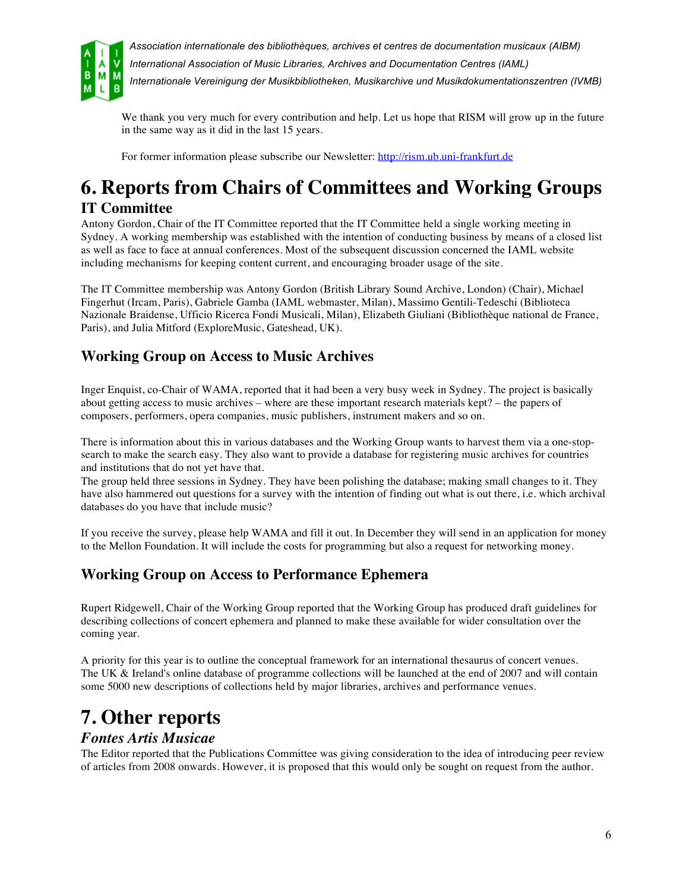We thank you very much for every contribution and help. Let us hope that RISM will grow up in the future in the same way as it did in the last 15 years.

For former information please subscribe our Newsletter: http://rism.ub.uni-frankfurt.de

# 6. Reports from Chairs of Committees and Working Groups

## IT Committee

Antony Gordon, Chair of the IT Committee reported that the IT Committee held a single working meeting in Sydney. A working membership was established with the intention of conducting business by means of a closed list as well as face to face at annual conferences. Most of the subsequent discussion concerned the IAML website including mechanisms for keeping content current, and encouraging broader usage of the site.

The IT Committee membership was Antony Gordon (British Library Sound Archive, London) (Chair), Michael Fingerhut (Ircam, Paris), Gabriele Gamba (IAML webmaster, Milan), Massimo Gentili-Tedeschi (Biblioteca Nazionale Braidense, Ufficio Ricerca Fondi Musicali, Milan), Elizabeth Giuliani (Bibliothèque national de France, Paris), and Julia Mitford (ExploreMusic, Gateshead, UK).

## Working Group on Access to Music Archives

Inger Enquist, co-Chair of WAMA, reported that it had been a very busy week in Sydney. The project is basically about getting access to music archives – where are these important research materials kept? – the papers of composers, performers, opera companies, music publishers, instrument makers and so on.

There is information about this in various databases and the Working Group wants to harvest them via a one-stop-search to make the search easy. They also want to provide a database for registering music archives for countries and institutions that do not yet have that.
The group held three sessions in Sydney. They have been polishing the database; making small changes to it. They have also hammered out questions for a survey with the intention of finding out what is out there, i.e. which archival databases do you have that include music?

If you receive the survey, please help WAMA and fill it out. In December they will send in an application for money to the Mellon Foundation. It will include the costs for programming but also a request for networking money.

## Working Group on Access to Performance Ephemera

Rupert Ridgewell, Chair of the Working Group reported that the Working Group has produced draft guidelines for describing collections of concert ephemera and planned to make these available for wider consultation over the coming year.

A priority for this year is to outline the conceptual framework for an international thesaurus of concert venues. The UK & Ireland's online database of programme collections will be launched at the end of 2007 and will contain some 5000 new descriptions of collections held by major libraries, archives and performance venues.

# 7. Other reports

## *Fontes Artis Musicae*

The Editor reported that the Publications Committee was giving consideration to the idea of introducing peer review of articles from 2008 onwards. However, it is proposed that this would only be sought on request from the author.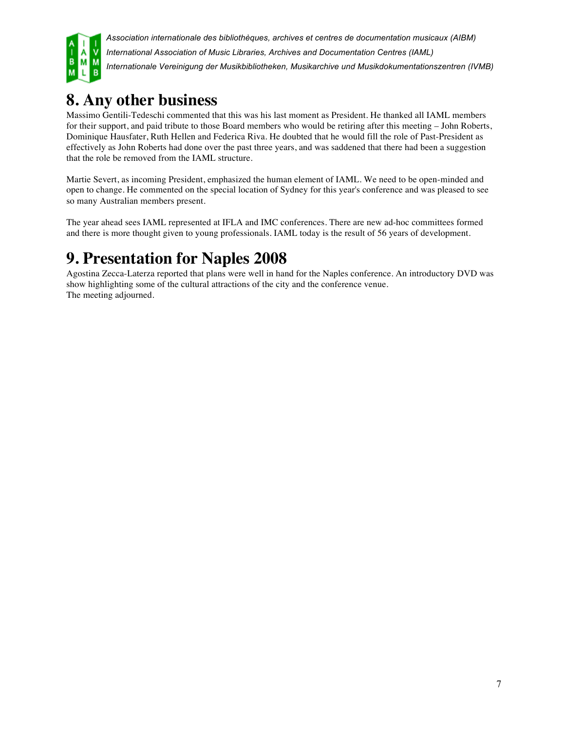## 8. Any other business

Massimo Gentili-Tedeschi commented that this was his last moment as President. He thanked all IAML members for their support, and paid tribute to those Board members who would be retiring after this meeting – John Roberts, Dominique Hausfater, Ruth Hellen and Federica Riva. He doubted that he would fill the role of Past-President as effectively as John Roberts had done over the past three years, and was saddened that there had been a suggestion that the role be removed from the IAML structure.

Martie Severt, as incoming President, emphasized the human element of IAML. We need to be open-minded and open to change. He commented on the special location of Sydney for this year's conference and was pleased to see so many Australian members present.

The year ahead sees IAML represented at IFLA and IMC conferences. There are new ad-hoc committees formed and there is more thought given to young professionals. IAML today is the result of 56 years of development.

## 9. Presentation for Naples 2008

Agostina Zecca-Laterza reported that plans were well in hand for the Naples conference. An introductory DVD was show highlighting some of the cultural attractions of the city and the conference venue.
The meeting adjourned.